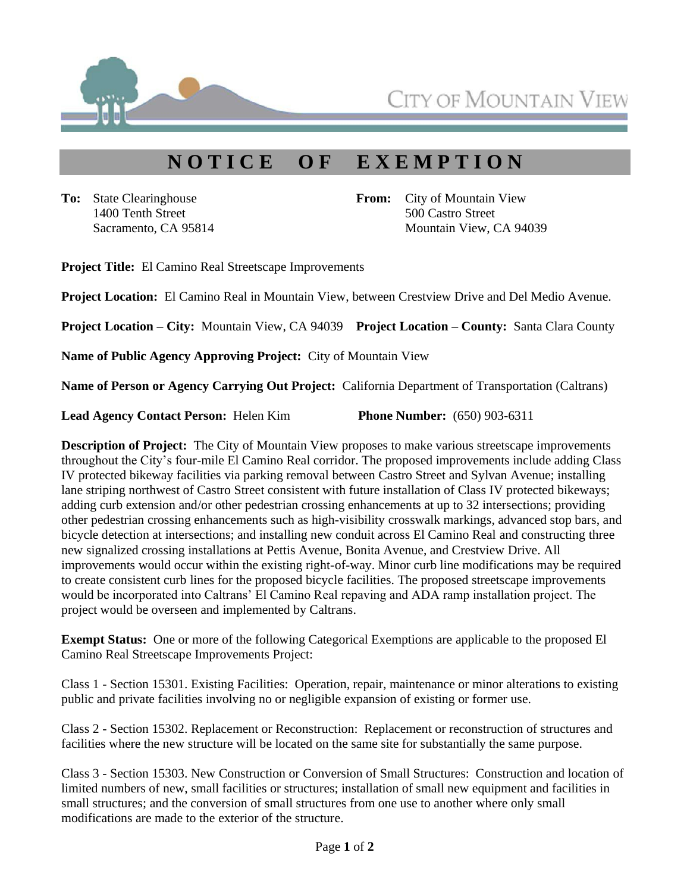CITY OF MOUNTAIN VIEW

# NOTICE OF EXEMPTION

**To:** State Clearinghouse
1400 Tenth Street
Sacramento, CA 95814

**From:** City of Mountain View
500 Castro Street
Mountain View, CA 94039

**Project Title:** El Camino Real Streetscape Improvements

**Project Location:** El Camino Real in Mountain View, between Crestview Drive and Del Medio Avenue.

**Project Location – City:** Mountain View, CA 94039 **Project Location – County:** Santa Clara County

**Name of Public Agency Approving Project:** City of Mountain View

**Name of Person or Agency Carrying Out Project:** California Department of Transportation (Caltrans)

**Lead Agency Contact Person:** Helen Kim **Phone Number:** (650) 903-6311

**Description of Project:** The City of Mountain View proposes to make various streetscape improvements throughout the City's four-mile El Camino Real corridor. The proposed improvements include adding Class IV protected bikeway facilities via parking removal between Castro Street and Sylvan Avenue; installing lane striping northwest of Castro Street consistent with future installation of Class IV protected bikeways; adding curb extension and/or other pedestrian crossing enhancements at up to 32 intersections; providing other pedestrian crossing enhancements such as high-visibility crosswalk markings, advanced stop bars, and bicycle detection at intersections; and installing new conduit across El Camino Real and constructing three new signalized crossing installations at Pettis Avenue, Bonita Avenue, and Crestview Drive. All improvements would occur within the existing right-of-way. Minor curb line modifications may be required to create consistent curb lines for the proposed bicycle facilities. The proposed streetscape improvements would be incorporated into Caltrans' El Camino Real repaving and ADA ramp installation project. The project would be overseen and implemented by Caltrans.

**Exempt Status:** One or more of the following Categorical Exemptions are applicable to the proposed El Camino Real Streetscape Improvements Project:

Class 1 - Section 15301. Existing Facilities: Operation, repair, maintenance or minor alterations to existing public and private facilities involving no or negligible expansion of existing or former use.

Class 2 - Section 15302. Replacement or Reconstruction: Replacement or reconstruction of structures and facilities where the new structure will be located on the same site for substantially the same purpose.

Class 3 - Section 15303. New Construction or Conversion of Small Structures: Construction and location of limited numbers of new, small facilities or structures; installation of small new equipment and facilities in small structures; and the conversion of small structures from one use to another where only small modifications are made to the exterior of the structure.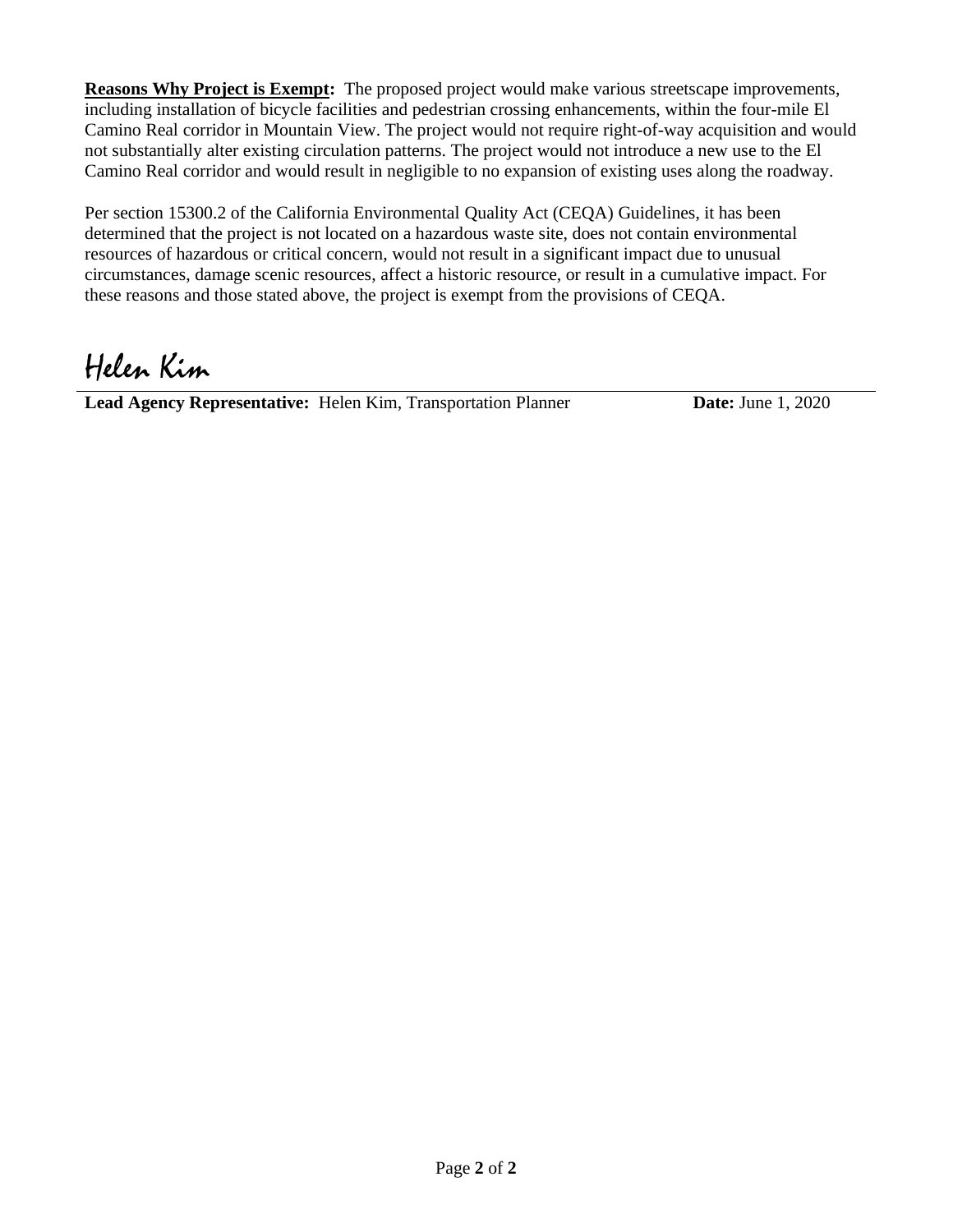**Reasons Why Project is Exempt:** The proposed project would make various streetscape improvements, including installation of bicycle facilities and pedestrian crossing enhancements, within the four-mile El Camino Real corridor in Mountain View. The project would not require right-of-way acquisition and would not substantially alter existing circulation patterns. The project would not introduce a new use to the El Camino Real corridor and would result in negligible to no expansion of existing uses along the roadway.

Per section 15300.2 of the California Environmental Quality Act (CEQA) Guidelines, it has been determined that the project is not located on a hazardous waste site, does not contain environmental resources of hazardous or critical concern, would not result in a significant impact due to unusual circumstances, damage scenic resources, affect a historic resource, or result in a cumulative impact. For these reasons and those stated above, the project is exempt from the provisions of CEQA.

Helen Kim

**Lead Agency Representative:** Helen Kim, Transportation Planner **Date:** June 1, 2020